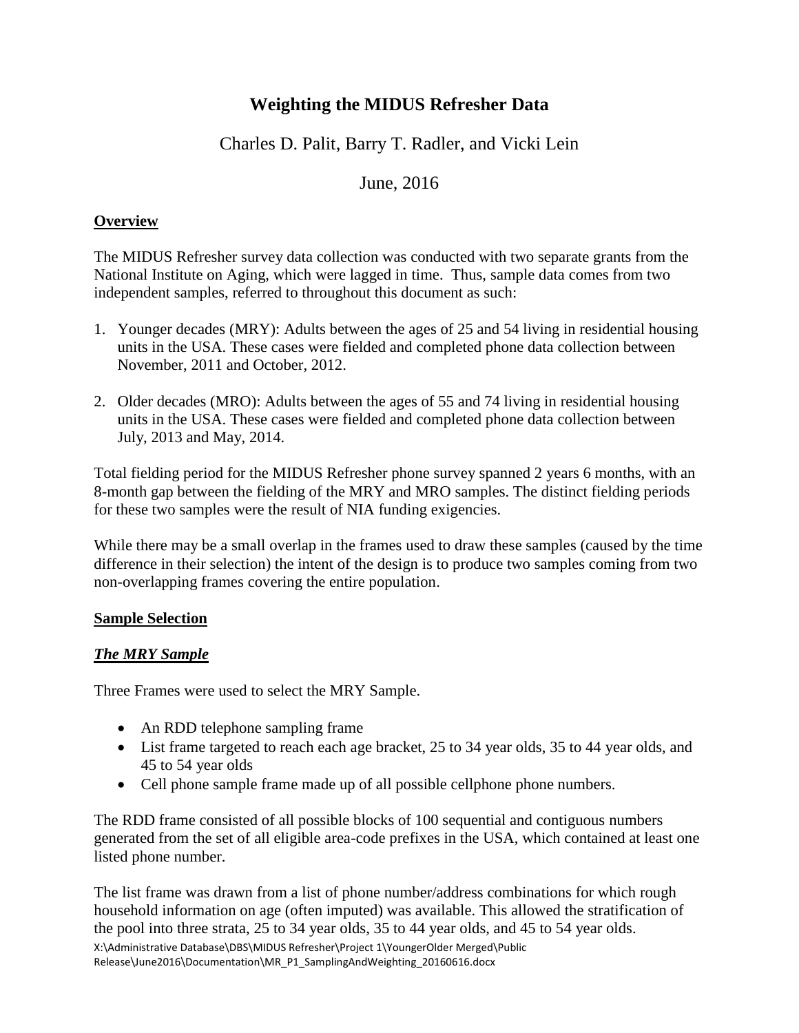# Weighting the MIDUS Refresher Data

Charles D. Palit, Barry T. Radler, and Vicki Lein

June, 2016

## Overview

The MIDUS Refresher survey data collection was conducted with two separate grants from the National Institute on Aging, which were lagged in time. Thus, sample data comes from two independent samples, referred to throughout this document as such:

1. Younger decades (MRY): Adults between the ages of 25 and 54 living in residential housing units in the USA. These cases were fielded and completed phone data collection between November, 2011 and October, 2012.

2. Older decades (MRO): Adults between the ages of 55 and 74 living in residential housing units in the USA. These cases were fielded and completed phone data collection between July, 2013 and May, 2014.

Total fielding period for the MIDUS Refresher phone survey spanned 2 years 6 months, with an 8-month gap between the fielding of the MRY and MRO samples. The distinct fielding periods for these two samples were the result of NIA funding exigencies.

While there may be a small overlap in the frames used to draw these samples (caused by the time difference in their selection) the intent of the design is to produce two samples coming from two non-overlapping frames covering the entire population.

## Sample Selection

### *The MRY Sample*

Three Frames were used to select the MRY Sample.

- An RDD telephone sampling frame
- List frame targeted to reach each age bracket, 25 to 34 year olds, 35 to 44 year olds, and 45 to 54 year olds
- Cell phone sample frame made up of all possible cellphone phone numbers.

The RDD frame consisted of all possible blocks of 100 sequential and contiguous numbers generated from the set of all eligible area-code prefixes in the USA, which contained at least one listed phone number.

The list frame was drawn from a list of phone number/address combinations for which rough household information on age (often imputed) was available. This allowed the stratification of the pool into three strata, 25 to 34 year olds, 35 to 44 year olds, and 45 to 54 year olds.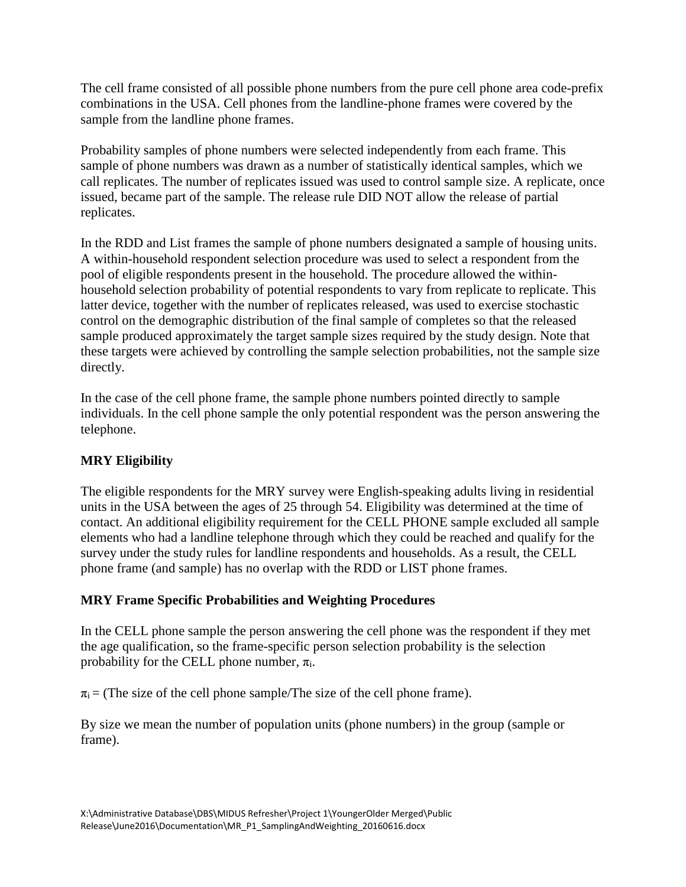The cell frame consisted of all possible phone numbers from the pure cell phone area code-prefix combinations in the USA. Cell phones from the landline-phone frames were covered by the sample from the landline phone frames.

Probability samples of phone numbers were selected independently from each frame. This sample of phone numbers was drawn as a number of statistically identical samples, which we call replicates. The number of replicates issued was used to control sample size. A replicate, once issued, became part of the sample. The release rule DID NOT allow the release of partial replicates.

In the RDD and List frames the sample of phone numbers designated a sample of housing units. A within-household respondent selection procedure was used to select a respondent from the pool of eligible respondents present in the household. The procedure allowed the within-household selection probability of potential respondents to vary from replicate to replicate. This latter device, together with the number of replicates released, was used to exercise stochastic control on the demographic distribution of the final sample of completes so that the released sample produced approximately the target sample sizes required by the study design. Note that these targets were achieved by controlling the sample selection probabilities, not the sample size directly.

In the case of the cell phone frame, the sample phone numbers pointed directly to sample individuals. In the cell phone sample the only potential respondent was the person answering the telephone.

**MRY Eligibility**

The eligible respondents for the MRY survey were English-speaking adults living in residential units in the USA between the ages of 25 through 54. Eligibility was determined at the time of contact. An additional eligibility requirement for the CELL PHONE sample excluded all sample elements who had a landline telephone through which they could be reached and qualify for the survey under the study rules for landline respondents and households. As a result, the CELL phone frame (and sample) has no overlap with the RDD or LIST phone frames.

**MRY Frame Specific Probabilities and Weighting Procedures**

In the CELL phone sample the person answering the cell phone was the respondent if they met the age qualification, so the frame-specific person selection probability is the selection probability for the CELL phone number, $\pi_i$.

$\pi_i$ = (The size of the cell phone sample/The size of the cell phone frame).

By size we mean the number of population units (phone numbers) in the group (sample or frame).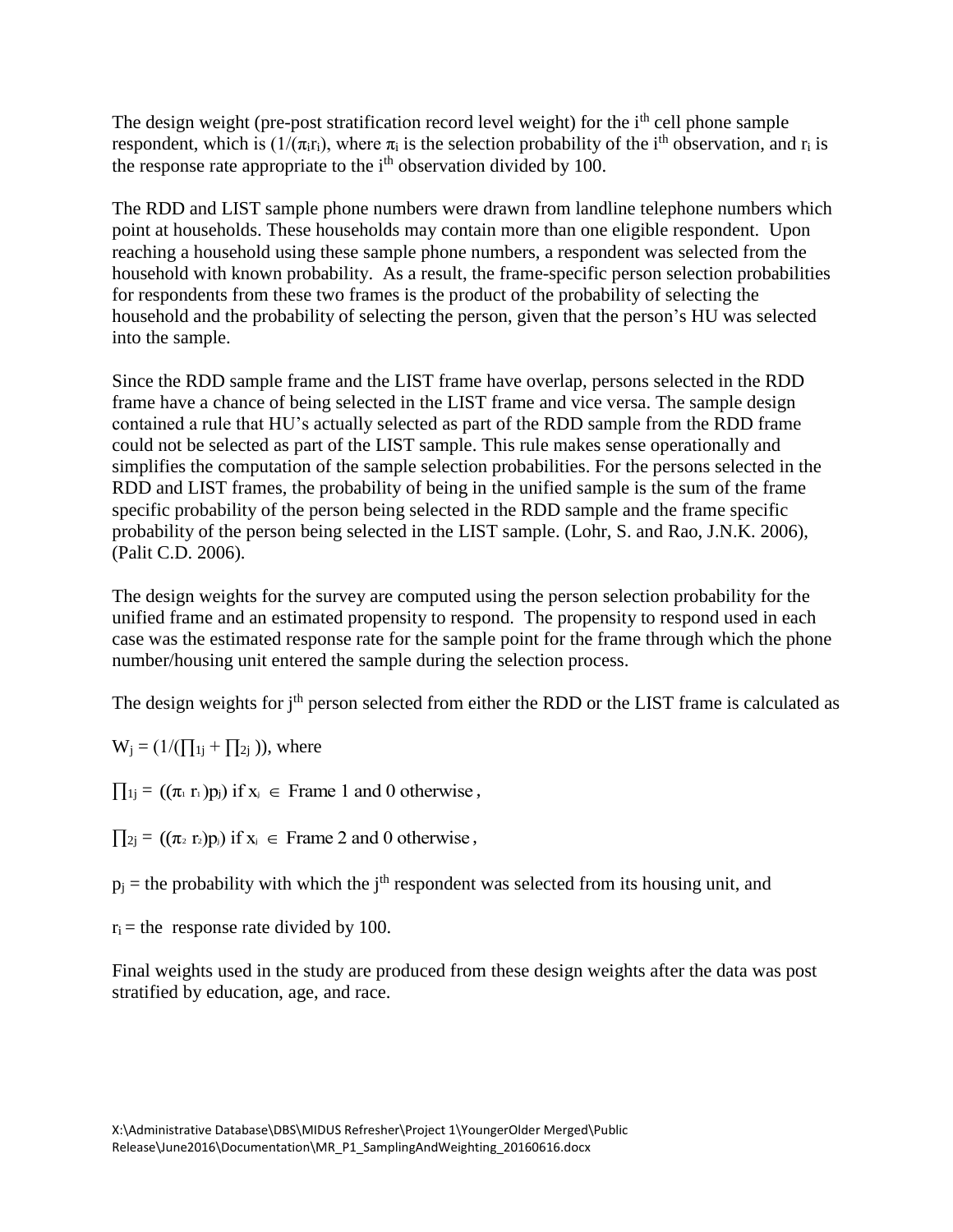The design weight (pre-post stratification record level weight) for the $i^{th}$ cell phone sample respondent, which is $(1/(\pi_i r_i)$, where $\pi_i$ is the selection probability of the $i^{th}$ observation, and $r_i$ is the response rate appropriate to the $i^{th}$ observation divided by 100.

The RDD and LIST sample phone numbers were drawn from landline telephone numbers which point at households. These households may contain more than one eligible respondent. Upon reaching a household using these sample phone numbers, a respondent was selected from the household with known probability. As a result, the frame-specific person selection probabilities for respondents from these two frames is the product of the probability of selecting the household and the probability of selecting the person, given that the person's HU was selected into the sample.

Since the RDD sample frame and the LIST frame have overlap, persons selected in the RDD frame have a chance of being selected in the LIST frame and vice versa. The sample design contained a rule that HU's actually selected as part of the RDD sample from the RDD frame could not be selected as part of the LIST sample. This rule makes sense operationally and simplifies the computation of the sample selection probabilities. For the persons selected in the RDD and LIST frames, the probability of being in the unified sample is the sum of the frame specific probability of the person being selected in the RDD sample and the frame specific probability of the person being selected in the LIST sample. (Lohr, S. and Rao, J.N.K. 2006), (Palit C.D. 2006).

The design weights for the survey are computed using the person selection probability for the unified frame and an estimated propensity to respond. The propensity to respond used in each case was the estimated response rate for the sample point for the frame through which the phone number/housing unit entered the sample during the selection process.

The design weights for $j^{th}$ person selected from either the RDD or the LIST frame is calculated as

$W_j = (1/(\prod_{1j} + \prod_{2j}))$, where

$\prod_{1j} = ((\pi_1 r_1)p_j)$ if $x_j \in$ Frame 1 and 0 otherwise,

$\prod_{2j} = ((\pi_2 r_2)p_j)$ if $x_j \in$ Frame 2 and 0 otherwise,

$p_j$ = the probability with which the $j^{th}$ respondent was selected from its housing unit, and

$r_i$ = the response rate divided by 100.

Final weights used in the study are produced from these design weights after the data was post stratified by education, age, and race.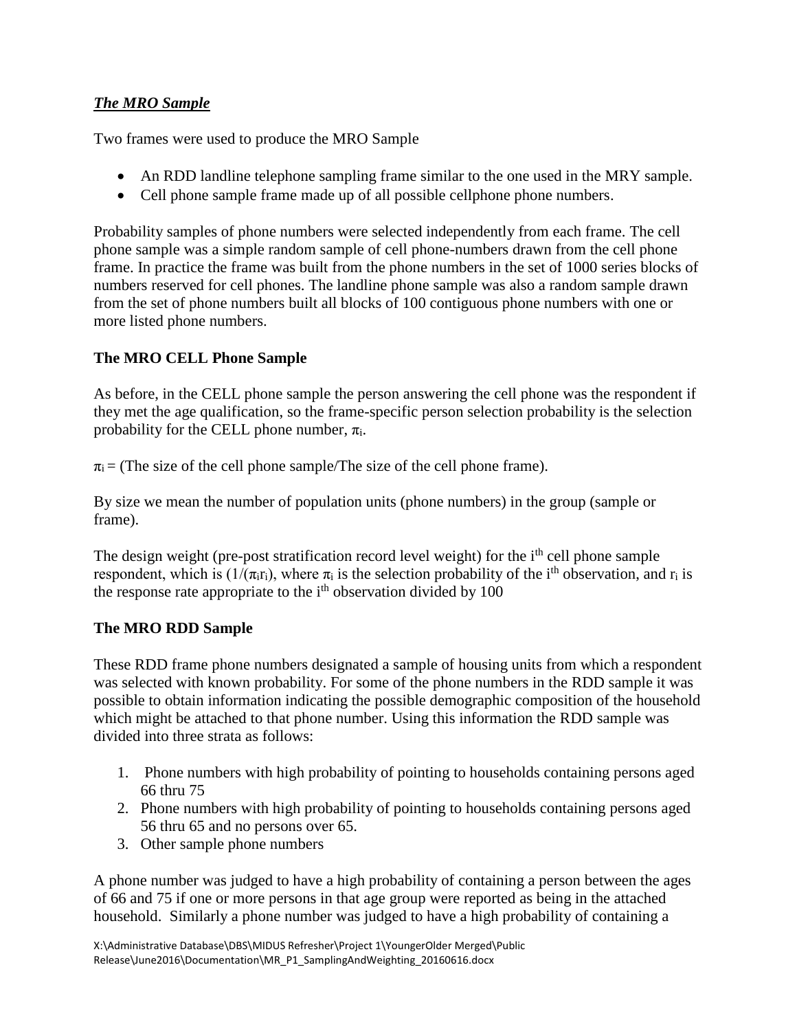***The MRO Sample***

Two frames were used to produce the MRO Sample

- An RDD landline telephone sampling frame similar to the one used in the MRY sample.
- Cell phone sample frame made up of all possible cellphone phone numbers.

Probability samples of phone numbers were selected independently from each frame. The cell phone sample was a simple random sample of cell phone-numbers drawn from the cell phone frame. In practice the frame was built from the phone numbers in the set of 1000 series blocks of numbers reserved for cell phones. The landline phone sample was also a random sample drawn from the set of phone numbers built all blocks of 100 contiguous phone numbers with one or more listed phone numbers.

**The MRO CELL Phone Sample**

As before, in the CELL phone sample the person answering the cell phone was the respondent if they met the age qualification, so the frame-specific person selection probability is the selection probability for the CELL phone number, $\pi_i$.

$\pi_i$ = (The size of the cell phone sample/The size of the cell phone frame).

By size we mean the number of population units (phone numbers) in the group (sample or frame).

The design weight (pre-post stratification record level weight) for the $i^{th}$ cell phone sample respondent, which is $(1/(\pi_i r_i)$, where $\pi_i$ is the selection probability of the $i^{th}$ observation, and $r_i$ is the response rate appropriate to the $i^{th}$ observation divided by 100

**The MRO RDD Sample**

These RDD frame phone numbers designated a sample of housing units from which a respondent was selected with known probability. For some of the phone numbers in the RDD sample it was possible to obtain information indicating the possible demographic composition of the household which might be attached to that phone number. Using this information the RDD sample was divided into three strata as follows:

1. Phone numbers with high probability of pointing to households containing persons aged 66 thru 75
2. Phone numbers with high probability of pointing to households containing persons aged 56 thru 65 and no persons over 65.
3. Other sample phone numbers

A phone number was judged to have a high probability of containing a person between the ages of 66 and 75 if one or more persons in that age group were reported as being in the attached household. Similarly a phone number was judged to have a high probability of containing a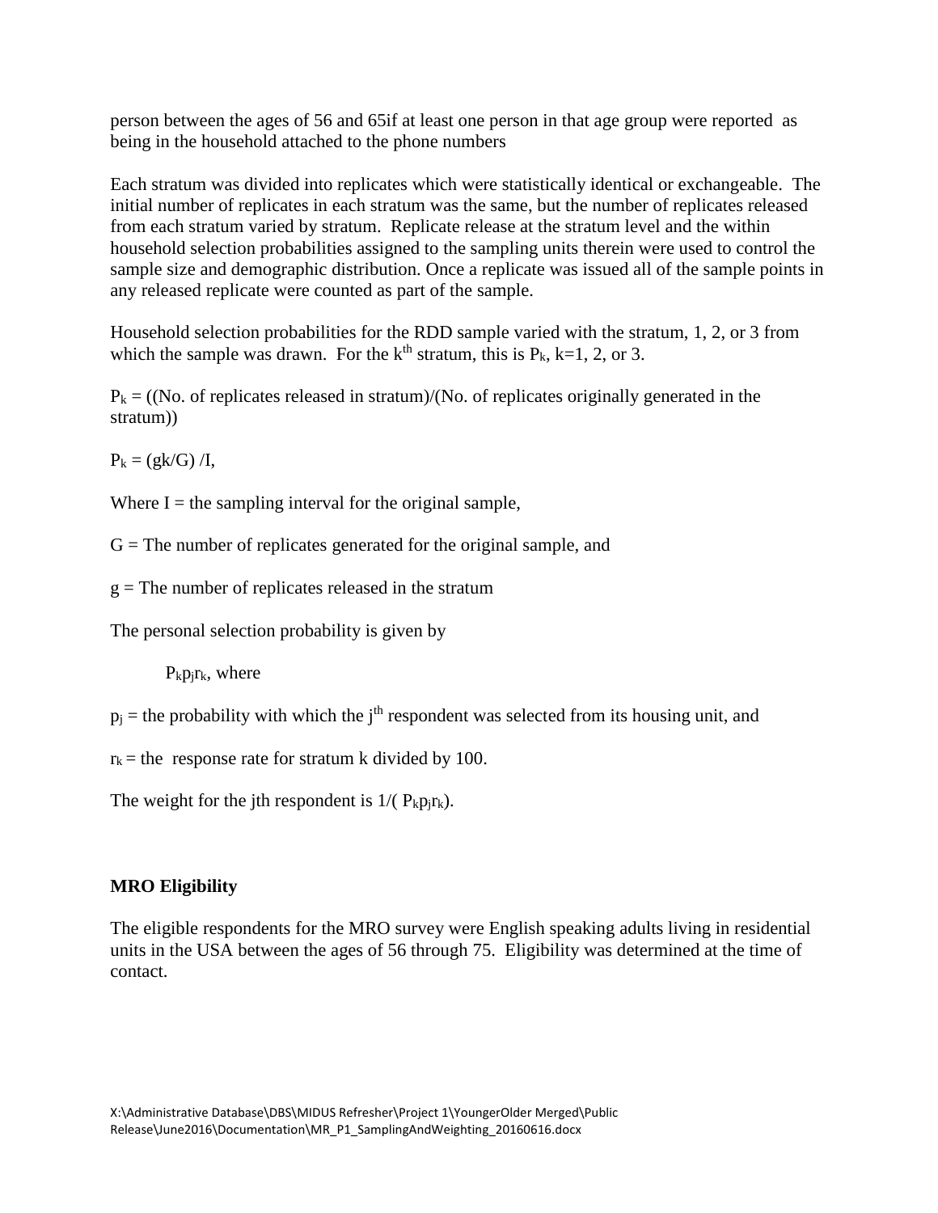person between the ages of 56 and 65if at least one person in that age group were reported as being in the household attached to the phone numbers

Each stratum was divided into replicates which were statistically identical or exchangeable. The initial number of replicates in each stratum was the same, but the number of replicates released from each stratum varied by stratum. Replicate release at the stratum level and the within household selection probabilities assigned to the sampling units therein were used to control the sample size and demographic distribution. Once a replicate was issued all of the sample points in any released replicate were counted as part of the sample.

Household selection probabilities for the RDD sample varied with the stratum, 1, 2, or 3 from which the sample was drawn. For the $k^{th}$ stratum, this is $P_k$, k=1, 2, or 3.

$P_k$ = ((No. of replicates released in stratum)/(No. of replicates originally generated in the stratum))

$P_k = (gk/G) /I$,

Where I = the sampling interval for the original sample,

G = The number of replicates generated for the original sample, and

g = The number of replicates released in the stratum

The personal selection probability is given by

$P_k p_j r_k$, where

$p_j$ = the probability with which the $j^{th}$ respondent was selected from its housing unit, and

$r_k$ = the response rate for stratum k divided by 100.

The weight for the jth respondent is $1/( P_k p_j r_k)$.

**MRO Eligibility**

The eligible respondents for the MRO survey were English speaking adults living in residential units in the USA between the ages of 56 through 75. Eligibility was determined at the time of contact.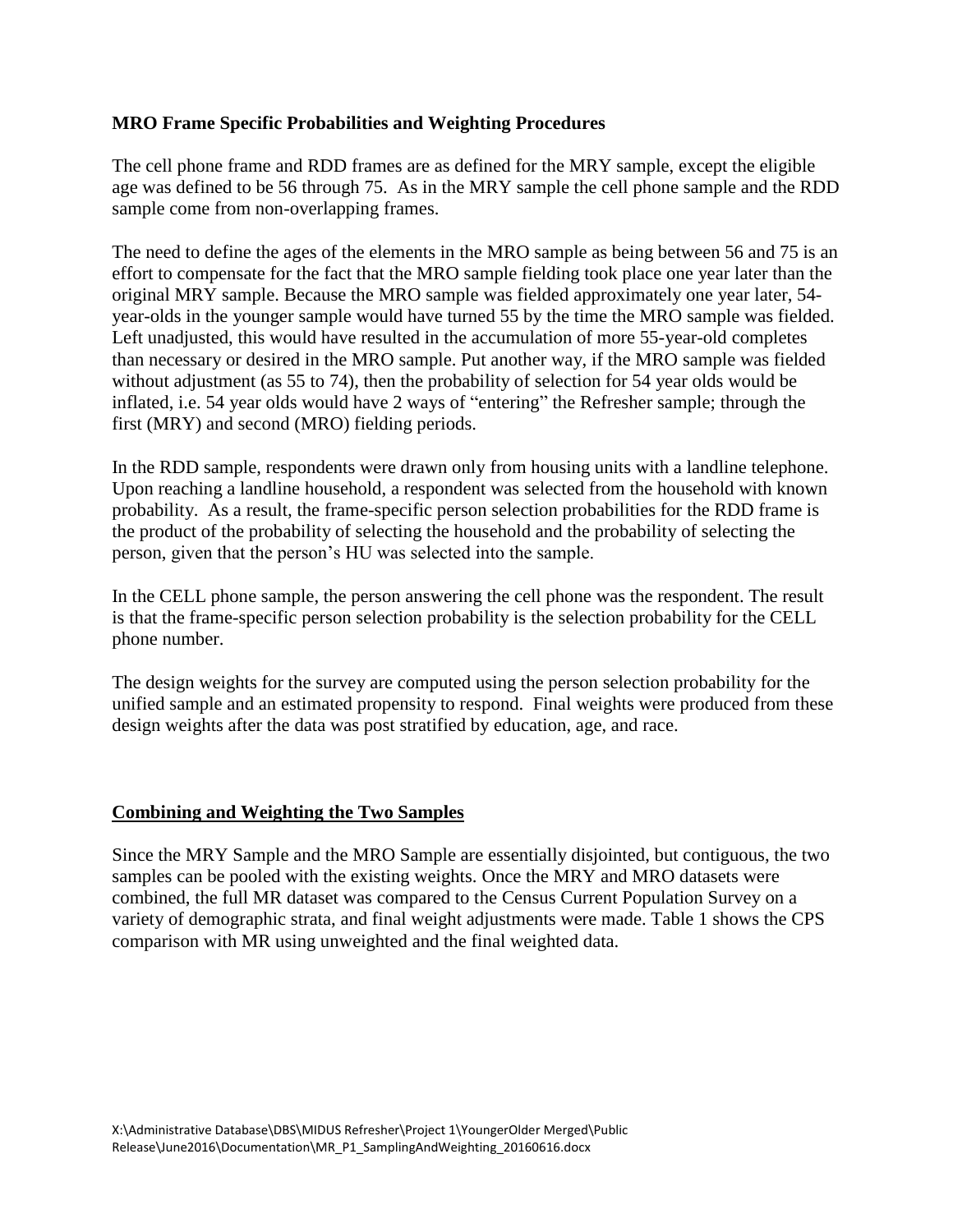**MRO Frame Specific Probabilities and Weighting Procedures**

The cell phone frame and RDD frames are as defined for the MRY sample, except the eligible age was defined to be 56 through 75. As in the MRY sample the cell phone sample and the RDD sample come from non-overlapping frames.

The need to define the ages of the elements in the MRO sample as being between 56 and 75 is an effort to compensate for the fact that the MRO sample fielding took place one year later than the original MRY sample. Because the MRO sample was fielded approximately one year later, 54-year-olds in the younger sample would have turned 55 by the time the MRO sample was fielded. Left unadjusted, this would have resulted in the accumulation of more 55-year-old completes than necessary or desired in the MRO sample. Put another way, if the MRO sample was fielded without adjustment (as 55 to 74), then the probability of selection for 54 year olds would be inflated, i.e. 54 year olds would have 2 ways of "entering" the Refresher sample; through the first (MRY) and second (MRO) fielding periods.

In the RDD sample, respondents were drawn only from housing units with a landline telephone. Upon reaching a landline household, a respondent was selected from the household with known probability. As a result, the frame-specific person selection probabilities for the RDD frame is the product of the probability of selecting the household and the probability of selecting the person, given that the person's HU was selected into the sample.

In the CELL phone sample, the person answering the cell phone was the respondent. The result is that the frame-specific person selection probability is the selection probability for the CELL phone number.

The design weights for the survey are computed using the person selection probability for the unified sample and an estimated propensity to respond. Final weights were produced from these design weights after the data was post stratified by education, age, and race.

**Combining and Weighting the Two Samples**

Since the MRY Sample and the MRO Sample are essentially disjointed, but contiguous, the two samples can be pooled with the existing weights. Once the MRY and MRO datasets were combined, the full MR dataset was compared to the Census Current Population Survey on a variety of demographic strata, and final weight adjustments were made. Table 1 shows the CPS comparison with MR using unweighted and the final weighted data.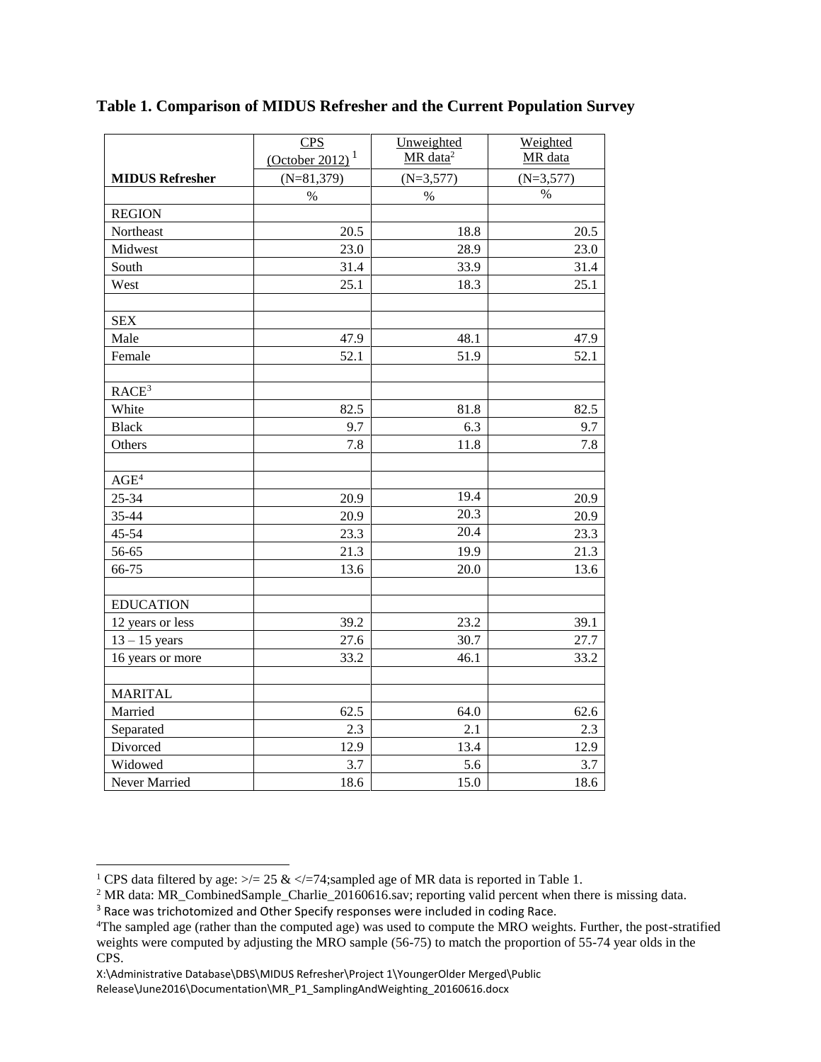**Table 1. Comparison of MIDUS Refresher and the Current Population Survey**

| MIDUS Refresher | CPS (October 2012) [1] | Unweighted MR data[2] | Weighted MR data |
|---|---|---|---|
| | (N=81,379) | (N=3,577) | (N=3,577) |
| | % | % | % |
| REGION | | | |
| Northeast | 20.5 | 18.8 | 20.5 |
| Midwest | 23.0 | 28.9 | 23.0 |
| South | 31.4 | 33.9 | 31.4 |
| West | 25.1 | 18.3 | 25.1 |
| | | | |
| SEX | | | |
| Male | 47.9 | 48.1 | 47.9 |
| Female | 52.1 | 51.9 | 52.1 |
| | | | |
| RACE[3] | | | |
| White | 82.5 | 81.8 | 82.5 |
| Black | 9.7 | 6.3 | 9.7 |
| Others | 7.8 | 11.8 | 7.8 |
| | | | |
| AGE[4] | | | |
| 25-34 | 20.9 | 19.4 | 20.9 |
| 35-44 | 20.9 | 20.3 | 20.9 |
| 45-54 | 23.3 | 20.4 | 23.3 |
| 56-65 | 21.3 | 19.9 | 21.3 |
| 66-75 | 13.6 | 20.0 | 13.6 |
| | | | |
| EDUCATION | | | |
| 12 years or less | 39.2 | 23.2 | 39.1 |
| 13 – 15 years | 27.6 | 30.7 | 27.7 |
| 16 years or more | 33.2 | 46.1 | 33.2 |
| | | | |
| MARITAL | | | |
| Married | 62.5 | 64.0 | 62.6 |
| Separated | 2.3 | 2.1 | 2.3 |
| Divorced | 12.9 | 13.4 | 12.9 |
| Widowed | 3.7 | 5.6 | 3.7 |
| Never Married | 18.6 | 15.0 | 18.6 |

[1] CPS data filtered by age: >/= 25 & </=74;sampled age of MR data is reported in Table 1.

[2] MR data: MR_CombinedSample_Charlie_20160616.sav; reporting valid percent when there is missing data.

[3] Race was trichotomized and Other Specify responses were included in coding Race.

[4] The sampled age (rather than the computed age) was used to compute the MRO weights. Further, the post-stratified weights were computed by adjusting the MRO sample (56-75) to match the proportion of 55-74 year olds in the CPS.

X:\Administrative Database\DBS\MIDUS Refresher\Project 1\YoungerOlder Merged\Public Release\June2016\Documentation\MR_P1_SamplingAndWeighting_20160616.docx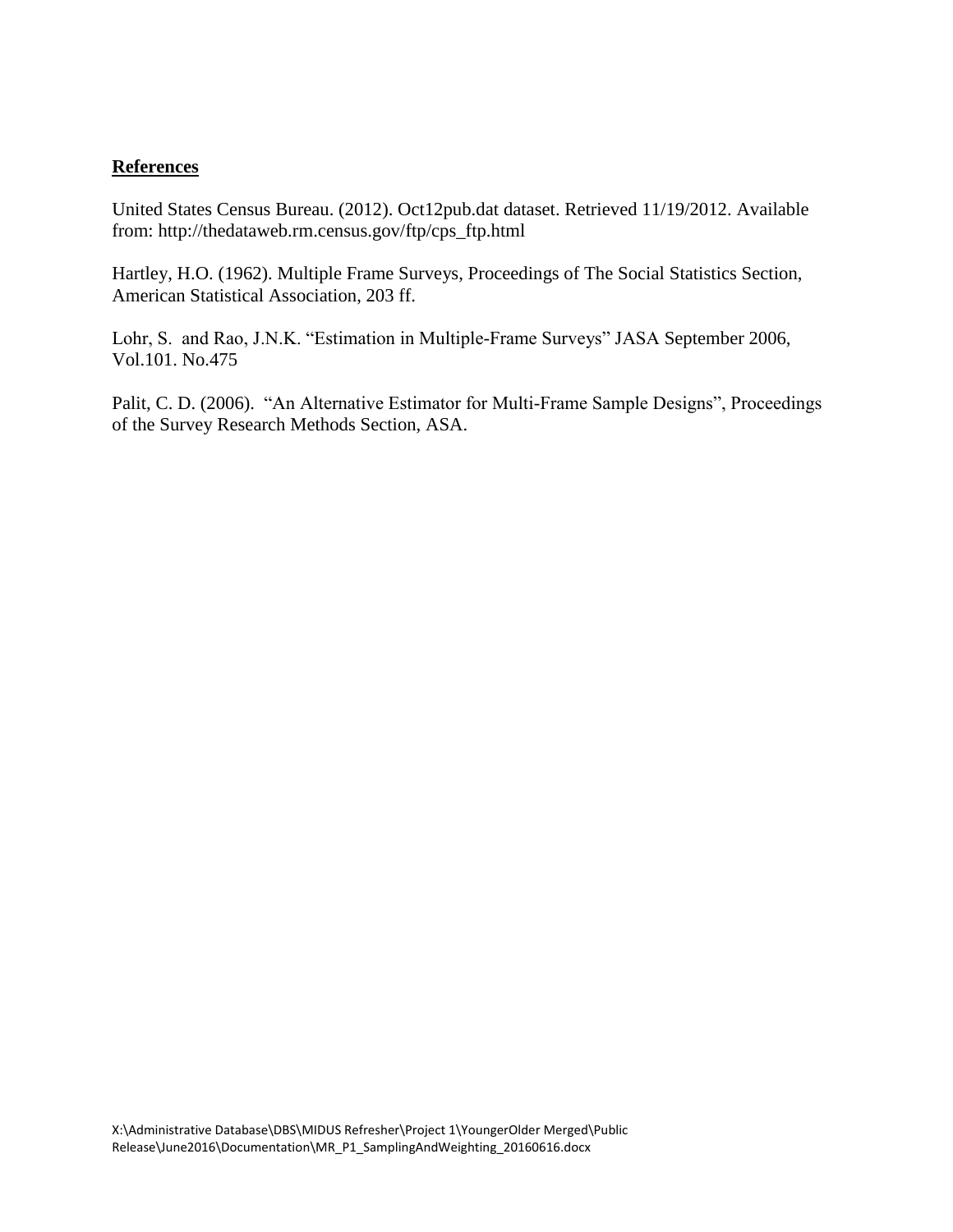**References**

United States Census Bureau. (2012). Oct12pub.dat dataset. Retrieved 11/19/2012. Available from: http://thedataweb.rm.census.gov/ftp/cps_ftp.html

Hartley, H.O. (1962). Multiple Frame Surveys, Proceedings of The Social Statistics Section, American Statistical Association, 203 ff.

Lohr, S. and Rao, J.N.K. "Estimation in Multiple-Frame Surveys" JASA September 2006, Vol.101. No.475

Palit, C. D. (2006). "An Alternative Estimator for Multi-Frame Sample Designs", Proceedings of the Survey Research Methods Section, ASA.